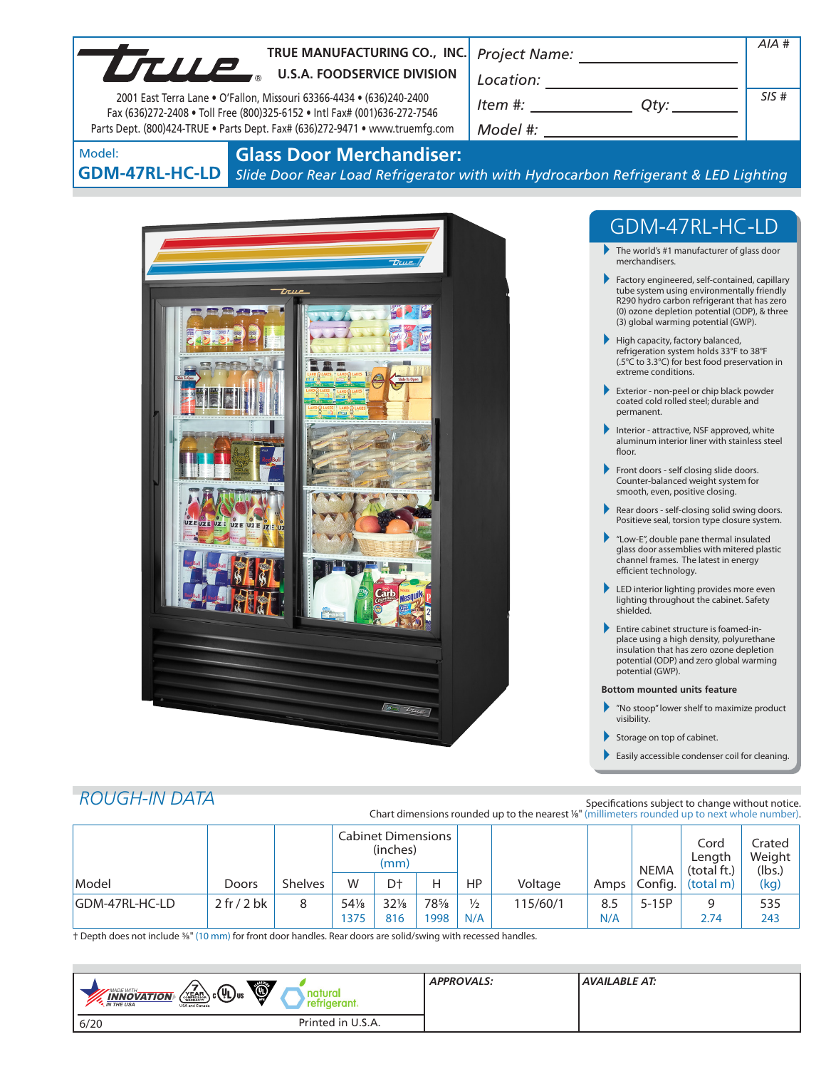**TRUE MANUFACTURING CO., INC.**
**U.S.A. FOODSERVICE DIVISION**

2001 East Terra Lane • O'Fallon, Missouri 63366-4434 • (636)240-2400
Fax (636)272-2408 • Toll Free (800)325-6152 • Intl Fax# (001)636-272-7546
Parts Dept. (800)424-TRUE • Parts Dept. Fax# (636)272-9471 • www.truemfg.com

Project Name: ____________________

Location: ____________________

Item #: ____________ Qty: ________

Model #: ____________________

AIA #

SIS #

Model:
**GDM-47RL-HC-LD**

# Glass Door Merchandiser:

*Slide Door Rear Load Refrigerator with with Hydrocarbon Refrigerant & LED Lighting*

## GDM-47RL-HC-LD

- The world's #1 manufacturer of glass door merchandisers.
- Factory engineered, self-contained, capillary tube system using environmentally friendly R290 hydro carbon refrigerant that has zero (0) ozone depletion potential (ODP), & three (3) global warming potential (GWP).
- High capacity, factory balanced, refrigeration system holds 33°F to 38°F (.5°C to 3.3°C) for best food preservation in extreme conditions.
- Exterior - non-peel or chip black powder coated cold rolled steel; durable and permanent.
- Interior - attractive, NSF approved, white aluminum interior liner with stainless steel floor.
- Front doors - self closing slide doors. Counter-balanced weight system for smooth, even, positive closing.
- Rear doors - self-closing solid swing doors. Positieve seal, torsion type closure system.
- "Low-E", double pane thermal insulated glass door assemblies with mitered plastic channel frames. The latest in energy efficient technology.
- LED interior lighting provides more even lighting throughout the cabinet. Safety shielded.
- Entire cabinet structure is foamed-in-place using a high density, polyurethane insulation that has zero ozone depletion potential (ODP) and zero global warming potential (GWP).

**Bottom mounted units feature**

- "No stoop" lower shelf to maximize product visibility.
- Storage on top of cabinet.
- Easily accessible condenser coil for cleaning.

## *ROUGH-IN DATA*

Specifications subject to change without notice.
Chart dimensions rounded up to the nearest ⅛" (millimeters rounded up to next whole number).

| Model | Doors | Shelves | Cabinet Dimensions (inches) (mm) W | D† | H | HP | Voltage | Amps | NEMA Config. | Cord Length (total ft.) (total m) | Crated Weight (lbs.) (kg) |
|---|---|---|---|---|---|---|---|---|---|---|---|
| GDM-47RL-HC-LD | 2 fr / 2 bk | 8 | 54⅛<br>1375 | 32⅛<br>816 | 78⅝<br>1998 | ½<br>N/A | 115/60/1 | 8.5<br>N/A | 5-15P | 9<br>2.74 | 535<br>243 |

† Depth does not include ⅜" (10 mm) for front door handles. Rear doors are solid/swing with recessed handles.

MADE WITH INNOVATION IN THE USA · 7 YEAR COMPRESSOR WARRANTY USA and Canada · c UL us · natural refrigerant.

*APPROVALS:*

*AVAILABLE AT:*

6/20 Printed in U.S.A.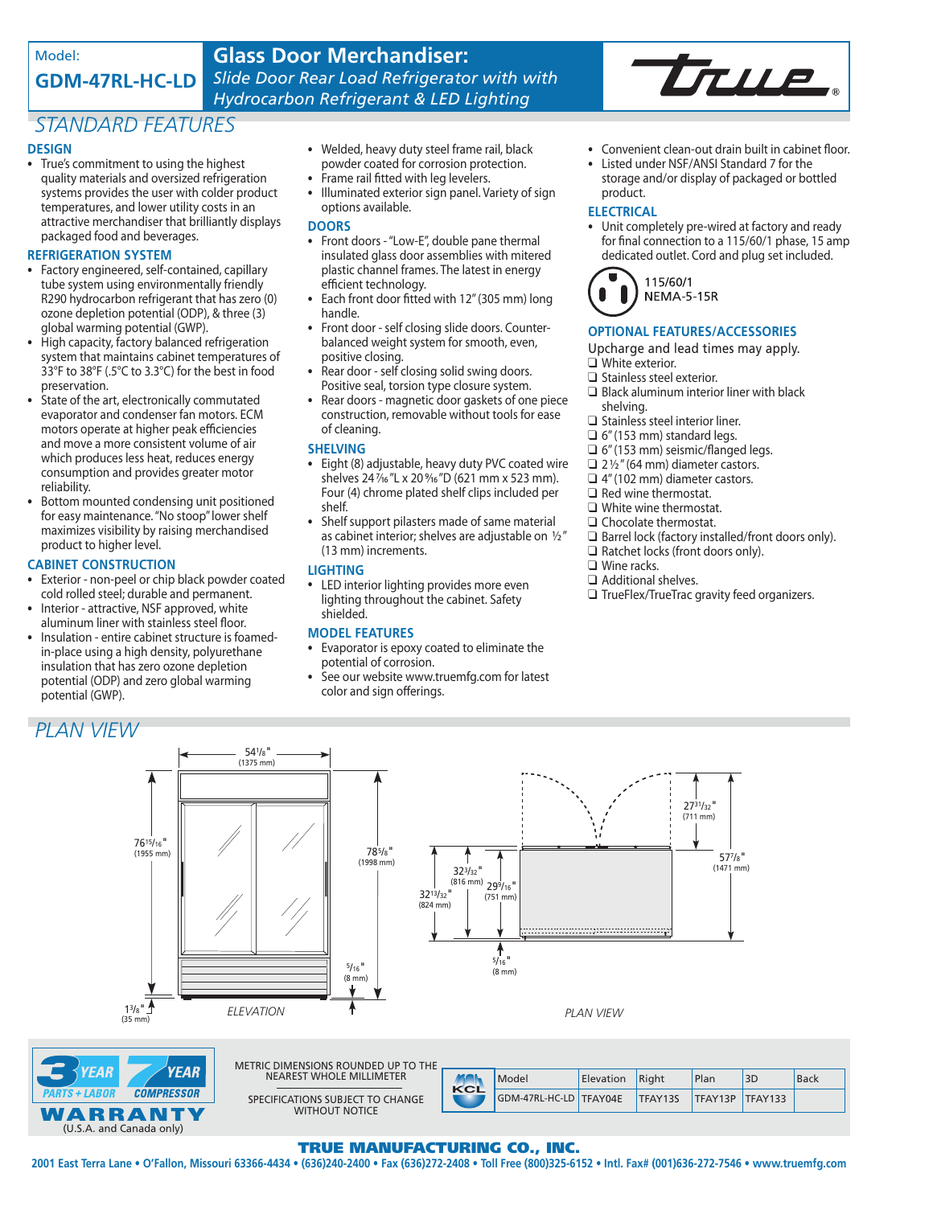Model:

**GDM-47RL-HC-LD**

# Glass Door Merchandiser:

*Slide Door Rear Load Refrigerator with with Hydrocarbon Refrigerant & LED Lighting*

## STANDARD FEATURES

### DESIGN

- True's commitment to using the highest quality materials and oversized refrigeration systems provides the user with colder product temperatures, and lower utility costs in an attractive merchandiser that brilliantly displays packaged food and beverages.

### REFRIGERATION SYSTEM

- Factory engineered, self-contained, capillary tube system using environmentally friendly R290 hydrocarbon refrigerant that has zero (0) ozone depletion potential (ODP), & three (3) global warming potential (GWP).
- High capacity, factory balanced refrigeration system that maintains cabinet temperatures of 33°F to 38°F (.5°C to 3.3°C) for the best in food preservation.
- State of the art, electronically commutated evaporator and condenser fan motors. ECM motors operate at higher peak efficiencies and move a more consistent volume of air which produces less heat, reduces energy consumption and provides greater motor reliability.
- Bottom mounted condensing unit positioned for easy maintenance. "No stoop" lower shelf maximizes visibility by raising merchandised product to higher level.

### CABINET CONSTRUCTION

- Exterior - non-peel or chip black powder coated cold rolled steel; durable and permanent.
- Interior - attractive, NSF approved, white aluminum liner with stainless steel floor.
- Insulation - entire cabinet structure is foamed-in-place using a high density, polyurethane insulation that has zero ozone depletion potential (ODP) and zero global warming potential (GWP).
- Welded, heavy duty steel frame rail, black powder coated for corrosion protection.
- Frame rail fitted with leg levelers.
- Illuminated exterior sign panel. Variety of sign options available.

### DOORS

- Front doors - "Low-E", double pane thermal insulated glass door assemblies with mitered plastic channel frames. The latest in energy efficient technology.
- Each front door fitted with 12" (305 mm) long handle.
- Front door - self closing slide doors. Counter-balanced weight system for smooth, even, positive closing.
- Rear door - self closing solid swing doors. Positive seal, torsion type closure system.
- Rear doors - magnetic door gaskets of one piece construction, removable without tools for ease of cleaning.

### SHELVING

- Eight (8) adjustable, heavy duty PVC coated wire shelves 24 7/16"L x 20 9/16"D (621 mm x 523 mm). Four (4) chrome plated shelf clips included per shelf.
- Shelf support pilasters made of same material as cabinet interior; shelves are adjustable on ½" (13 mm) increments.

### LIGHTING

- LED interior lighting provides more even lighting throughout the cabinet. Safety shielded.

### MODEL FEATURES

- Evaporator is epoxy coated to eliminate the potential of corrosion.
- See our website www.truemfg.com for latest color and sign offerings.
- Convenient clean-out drain built in cabinet floor.
- Listed under NSF/ANSI Standard 7 for the storage and/or display of packaged or bottled product.

### ELECTRICAL

- Unit completely pre-wired at factory and ready for final connection to a 115/60/1 phase, 15 amp dedicated outlet. Cord and plug set included.

115/60/1
NEMA-5-15R

### OPTIONAL FEATURES/ACCESSORIES

Upcharge and lead times may apply.

- ❑ White exterior.
- ❑ Stainless steel exterior.
- ❑ Black aluminum interior liner with black shelving.
- ❑ Stainless steel interior liner.
- ❑ 6" (153 mm) standard legs.
- ❑ 6" (153 mm) seismic/flanged legs.
- ❑ 2½" (64 mm) diameter castors.
- ❑ 4" (102 mm) diameter castors.
- ❑ Red wine thermostat.
- ❑ White wine thermostat.
- ❑ Chocolate thermostat.
- ❑ Barrel lock (factory installed/front doors only).
- ❑ Ratchet locks (front doors only).
- ❑ Wine racks.
- ❑ Additional shelves.
- ❑ TrueFlex/TrueTrac gravity feed organizers.

## PLAN VIEW

54 1/8" (1375 mm)
76 15/16" (1955 mm)
78 5/8" (1998 mm)
5/16" (8 mm)
1 3/8" (35 mm)
ELEVATION

27 31/32" (711 mm)
57 7/8" (1471 mm)
32 3/32" (816 mm)
29 9/16" (751 mm)
32 13/32" (824 mm)
5/16" (8 mm)
PLAN VIEW

3 YEAR PARTS + LABOR
7 YEAR COMPRESSOR
WARRANTY
(U.S.A. and Canada only)

METRIC DIMENSIONS ROUNDED UP TO THE NEAREST WHOLE MILLIMETER

SPECIFICATIONS SUBJECT TO CHANGE WITHOUT NOTICE

| Model | Elevation | Right | Plan | 3D | Back |
|---|---|---|---|---|---|
| GDM-47RL-HC-LD | TFAY04E | TFAY13S | TFAY13P | TFAY133 | |

**TRUE MANUFACTURING CO., INC.**

2001 East Terra Lane • O'Fallon, Missouri 63366-4434 • (636)240-2400 • Fax (636)272-2408 • Toll Free (800)325-6152 • Intl. Fax# (001)636-272-7546 • www.truemfg.com